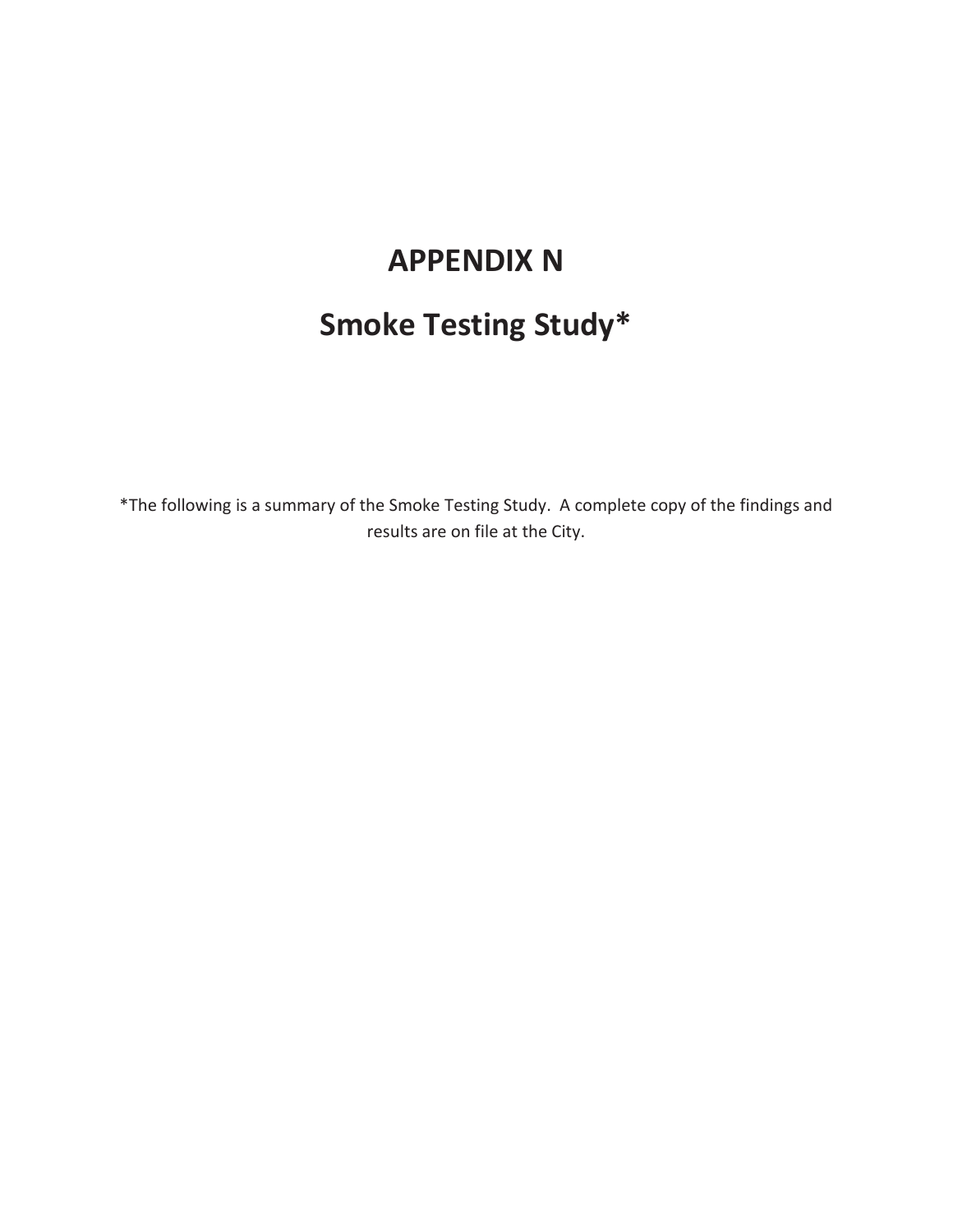# APPENDIX N

# Smoke Testing Study*

*The following is a summary of the Smoke Testing Study. A complete copy of the findings and results are on file at the City.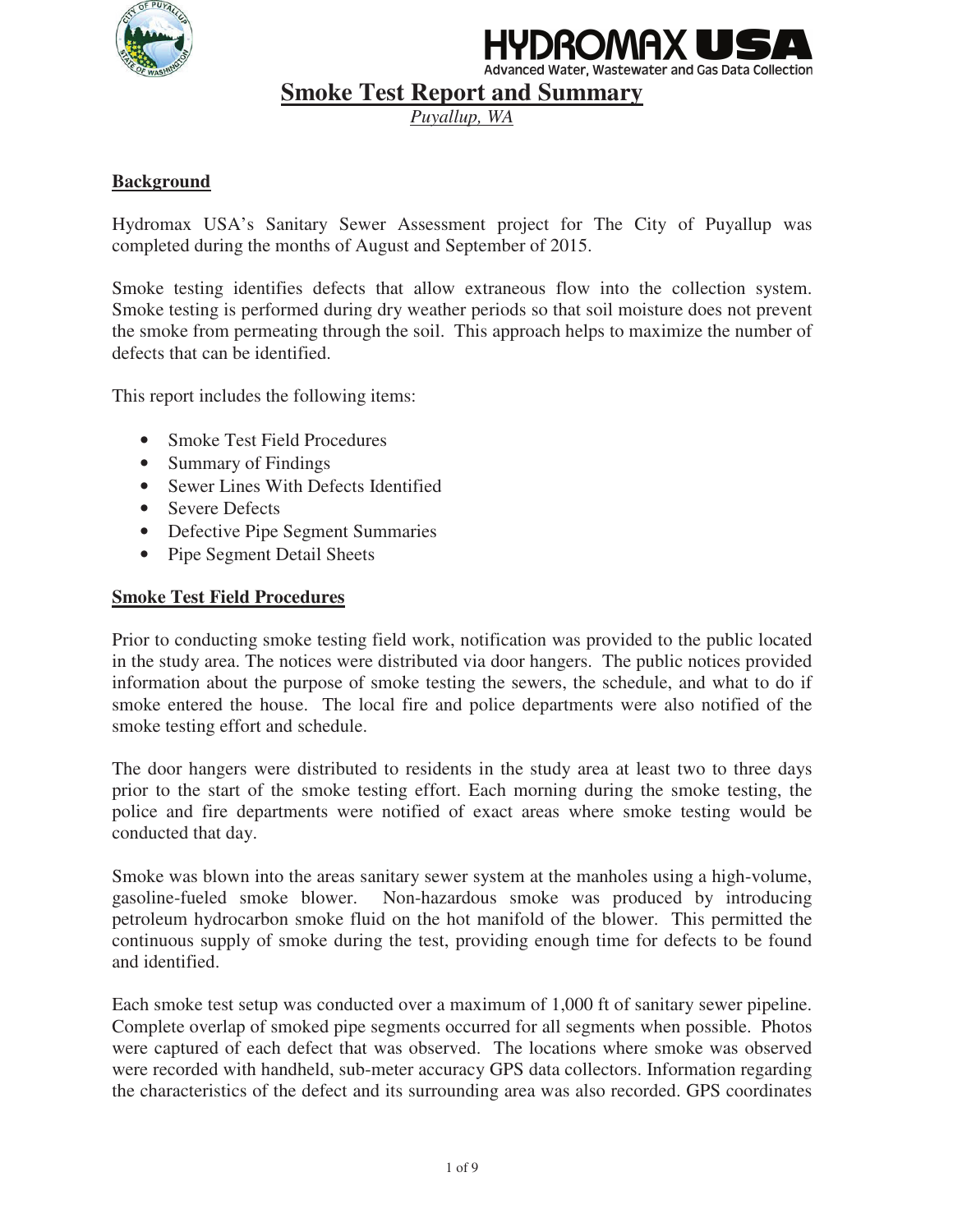# Smoke Test Report and Summary

*Puyallup, WA*

## Background

Hydromax USA's Sanitary Sewer Assessment project for The City of Puyallup was completed during the months of August and September of 2015.

Smoke testing identifies defects that allow extraneous flow into the collection system. Smoke testing is performed during dry weather periods so that soil moisture does not prevent the smoke from permeating through the soil. This approach helps to maximize the number of defects that can be identified.

This report includes the following items:

- Smoke Test Field Procedures
- Summary of Findings
- Sewer Lines With Defects Identified
- Severe Defects
- Defective Pipe Segment Summaries
- Pipe Segment Detail Sheets

## Smoke Test Field Procedures

Prior to conducting smoke testing field work, notification was provided to the public located in the study area. The notices were distributed via door hangers. The public notices provided information about the purpose of smoke testing the sewers, the schedule, and what to do if smoke entered the house. The local fire and police departments were also notified of the smoke testing effort and schedule.

The door hangers were distributed to residents in the study area at least two to three days prior to the start of the smoke testing effort. Each morning during the smoke testing, the police and fire departments were notified of exact areas where smoke testing would be conducted that day.

Smoke was blown into the areas sanitary sewer system at the manholes using a high-volume, gasoline-fueled smoke blower. Non-hazardous smoke was produced by introducing petroleum hydrocarbon smoke fluid on the hot manifold of the blower. This permitted the continuous supply of smoke during the test, providing enough time for defects to be found and identified.

Each smoke test setup was conducted over a maximum of 1,000 ft of sanitary sewer pipeline. Complete overlap of smoked pipe segments occurred for all segments when possible. Photos were captured of each defect that was observed. The locations where smoke was observed were recorded with handheld, sub-meter accuracy GPS data collectors. Information regarding the characteristics of the defect and its surrounding area was also recorded. GPS coordinates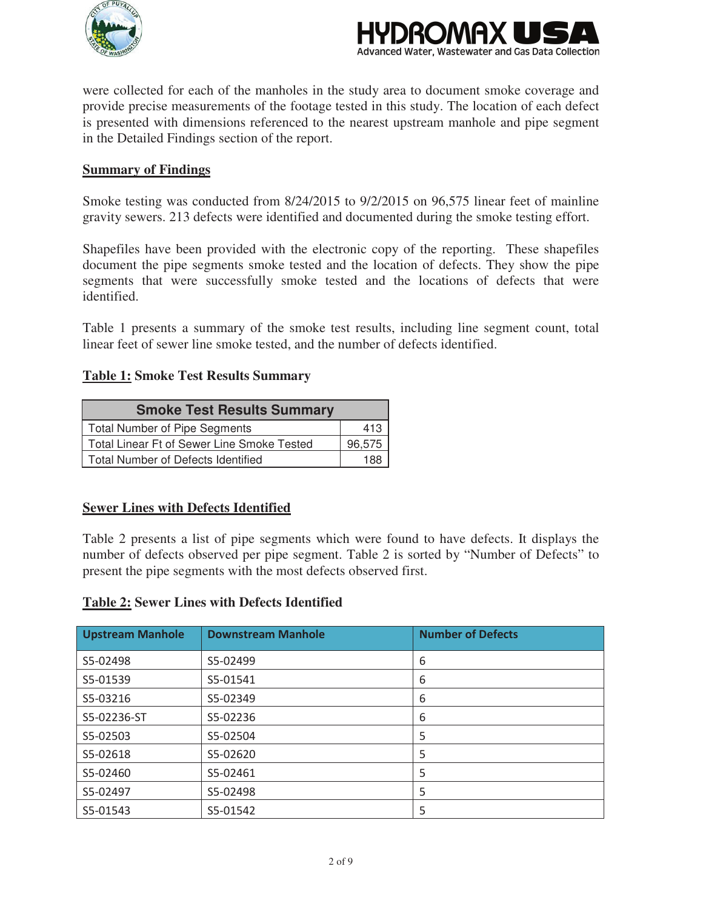were collected for each of the manholes in the study area to document smoke coverage and provide precise measurements of the footage tested in this study. The location of each defect is presented with dimensions referenced to the nearest upstream manhole and pipe segment in the Detailed Findings section of the report.

## Summary of Findings

Smoke testing was conducted from 8/24/2015 to 9/2/2015 on 96,575 linear feet of mainline gravity sewers. 213 defects were identified and documented during the smoke testing effort.

Shapefiles have been provided with the electronic copy of the reporting. These shapefiles document the pipe segments smoke tested and the location of defects. They show the pipe segments that were successfully smoke tested and the locations of defects that were identified.

Table 1 presents a summary of the smoke test results, including line segment count, total linear feet of sewer line smoke tested, and the number of defects identified.

**Table 1: Smoke Test Results Summary**

| Smoke Test Results Summary | |
|---|---|
| Total Number of Pipe Segments | 413 |
| Total Linear Ft of Sewer Line Smoke Tested | 96,575 |
| Total Number of Defects Identified | 188 |

## Sewer Lines with Defects Identified

Table 2 presents a list of pipe segments which were found to have defects. It displays the number of defects observed per pipe segment. Table 2 is sorted by "Number of Defects" to present the pipe segments with the most defects observed first.

**Table 2: Sewer Lines with Defects Identified**

| Upstream Manhole | Downstream Manhole | Number of Defects |
|---|---|---|
| S5-02498 | S5-02499 | 6 |
| S5-01539 | S5-01541 | 6 |
| S5-03216 | S5-02349 | 6 |
| S5-02236-ST | S5-02236 | 6 |
| S5-02503 | S5-02504 | 5 |
| S5-02618 | S5-02620 | 5 |
| S5-02460 | S5-02461 | 5 |
| S5-02497 | S5-02498 | 5 |
| S5-01543 | S5-01542 | 5 |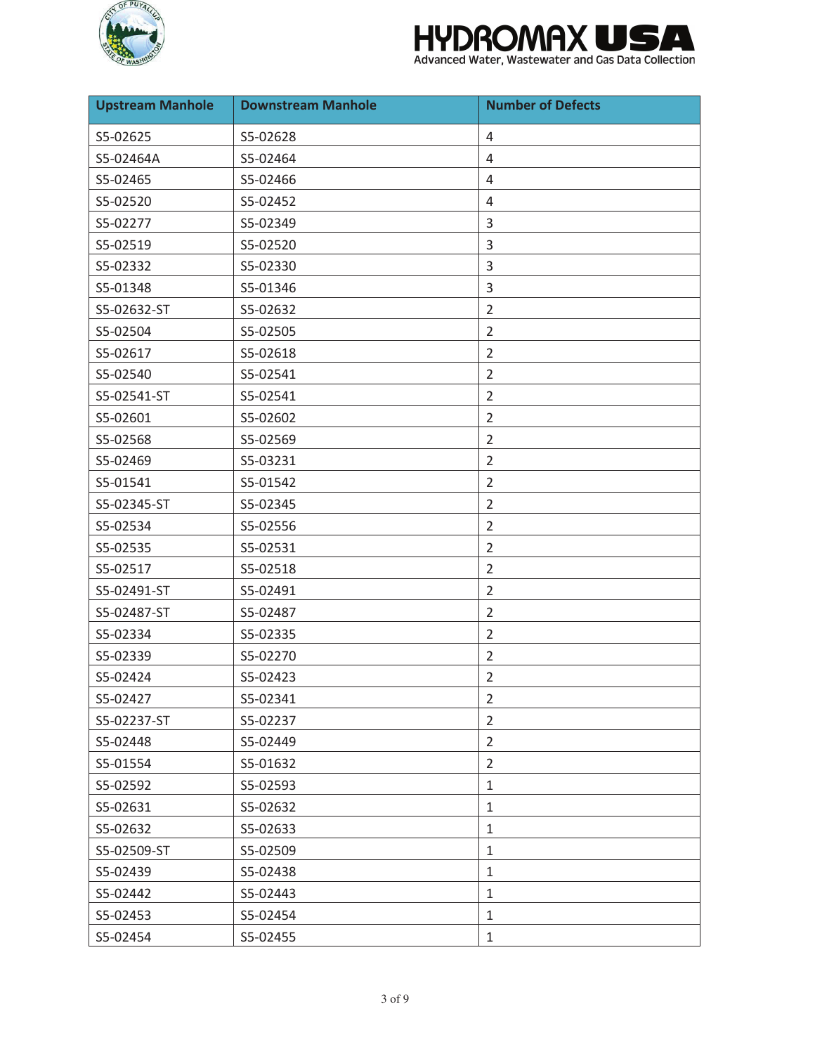| Upstream Manhole | Downstream Manhole | Number of Defects |
| --- | --- | --- |
| S5-02625 | S5-02628 | 4 |
| S5-02464A | S5-02464 | 4 |
| S5-02465 | S5-02466 | 4 |
| S5-02520 | S5-02452 | 4 |
| S5-02277 | S5-02349 | 3 |
| S5-02519 | S5-02520 | 3 |
| S5-02332 | S5-02330 | 3 |
| S5-01348 | S5-01346 | 3 |
| S5-02632-ST | S5-02632 | 2 |
| S5-02504 | S5-02505 | 2 |
| S5-02617 | S5-02618 | 2 |
| S5-02540 | S5-02541 | 2 |
| S5-02541-ST | S5-02541 | 2 |
| S5-02601 | S5-02602 | 2 |
| S5-02568 | S5-02569 | 2 |
| S5-02469 | S5-03231 | 2 |
| S5-01541 | S5-01542 | 2 |
| S5-02345-ST | S5-02345 | 2 |
| S5-02534 | S5-02556 | 2 |
| S5-02535 | S5-02531 | 2 |
| S5-02517 | S5-02518 | 2 |
| S5-02491-ST | S5-02491 | 2 |
| S5-02487-ST | S5-02487 | 2 |
| S5-02334 | S5-02335 | 2 |
| S5-02339 | S5-02270 | 2 |
| S5-02424 | S5-02423 | 2 |
| S5-02427 | S5-02341 | 2 |
| S5-02237-ST | S5-02237 | 2 |
| S5-02448 | S5-02449 | 2 |
| S5-01554 | S5-01632 | 2 |
| S5-02592 | S5-02593 | 1 |
| S5-02631 | S5-02632 | 1 |
| S5-02632 | S5-02633 | 1 |
| S5-02509-ST | S5-02509 | 1 |
| S5-02439 | S5-02438 | 1 |
| S5-02442 | S5-02443 | 1 |
| S5-02453 | S5-02454 | 1 |
| S5-02454 | S5-02455 | 1 |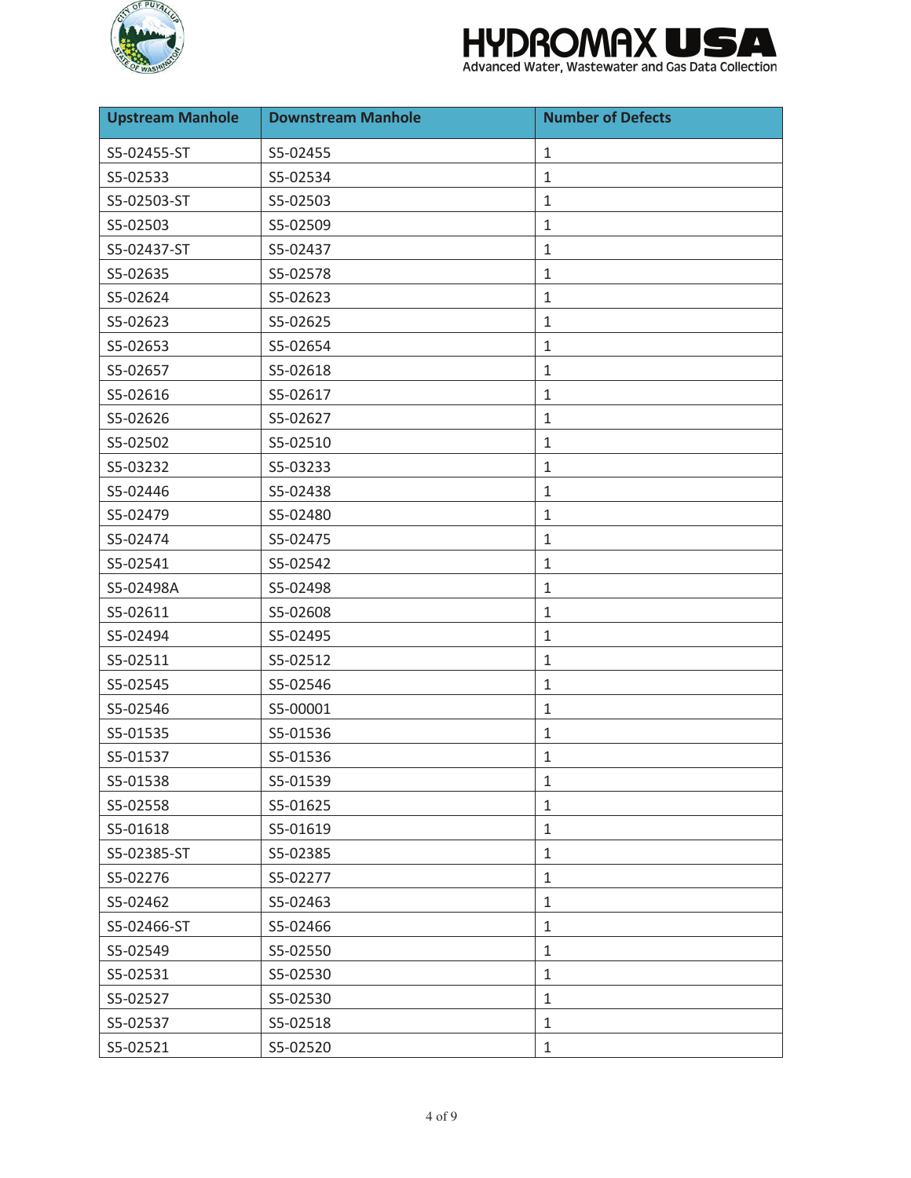| Upstream Manhole | Downstream Manhole | Number of Defects |
| --- | --- | --- |
| S5-02455-ST | S5-02455 | 1 |
| S5-02533 | S5-02534 | 1 |
| S5-02503-ST | S5-02503 | 1 |
| S5-02503 | S5-02509 | 1 |
| S5-02437-ST | S5-02437 | 1 |
| S5-02635 | S5-02578 | 1 |
| S5-02624 | S5-02623 | 1 |
| S5-02623 | S5-02625 | 1 |
| S5-02653 | S5-02654 | 1 |
| S5-02657 | S5-02618 | 1 |
| S5-02616 | S5-02617 | 1 |
| S5-02626 | S5-02627 | 1 |
| S5-02502 | S5-02510 | 1 |
| S5-03232 | S5-03233 | 1 |
| S5-02446 | S5-02438 | 1 |
| S5-02479 | S5-02480 | 1 |
| S5-02474 | S5-02475 | 1 |
| S5-02541 | S5-02542 | 1 |
| S5-02498A | S5-02498 | 1 |
| S5-02611 | S5-02608 | 1 |
| S5-02494 | S5-02495 | 1 |
| S5-02511 | S5-02512 | 1 |
| S5-02545 | S5-02546 | 1 |
| S5-02546 | S5-00001 | 1 |
| S5-01535 | S5-01536 | 1 |
| S5-01537 | S5-01536 | 1 |
| S5-01538 | S5-01539 | 1 |
| S5-02558 | S5-01625 | 1 |
| S5-01618 | S5-01619 | 1 |
| S5-02385-ST | S5-02385 | 1 |
| S5-02276 | S5-02277 | 1 |
| S5-02462 | S5-02463 | 1 |
| S5-02466-ST | S5-02466 | 1 |
| S5-02549 | S5-02550 | 1 |
| S5-02531 | S5-02530 | 1 |
| S5-02527 | S5-02530 | 1 |
| S5-02537 | S5-02518 | 1 |
| S5-02521 | S5-02520 | 1 |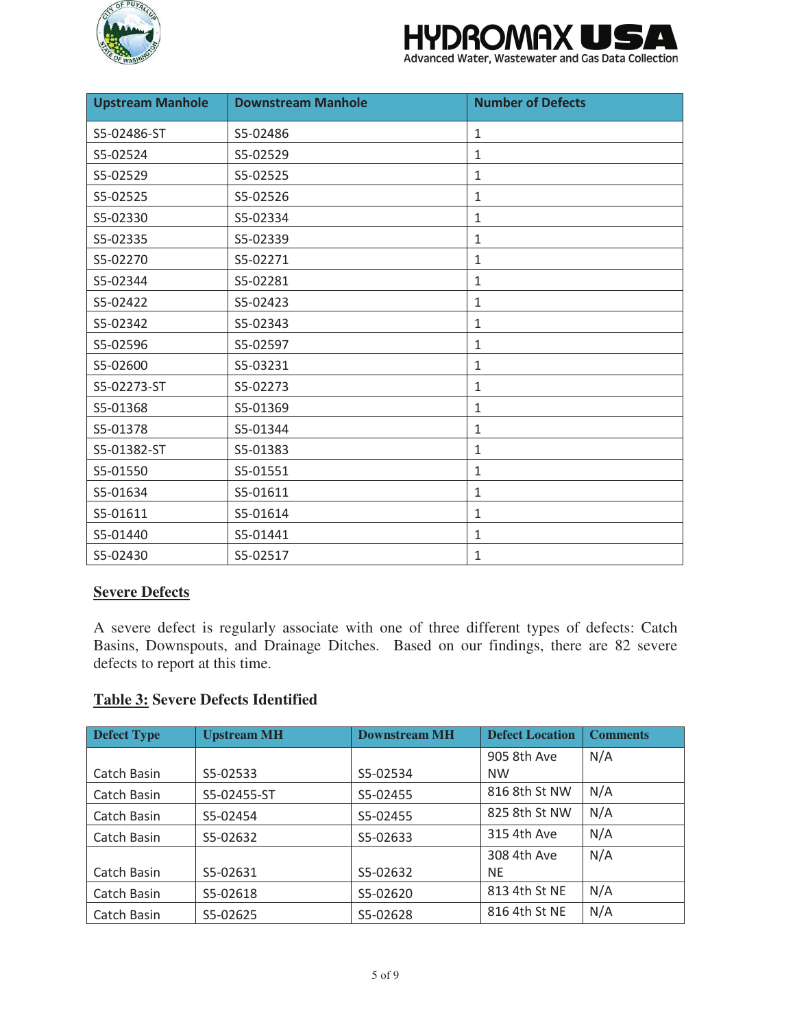| Upstream Manhole | Downstream Manhole | Number of Defects |
| --- | --- | --- |
| S5-02486-ST | S5-02486 | 1 |
| S5-02524 | S5-02529 | 1 |
| S5-02529 | S5-02525 | 1 |
| S5-02525 | S5-02526 | 1 |
| S5-02330 | S5-02334 | 1 |
| S5-02335 | S5-02339 | 1 |
| S5-02270 | S5-02271 | 1 |
| S5-02344 | S5-02281 | 1 |
| S5-02422 | S5-02423 | 1 |
| S5-02342 | S5-02343 | 1 |
| S5-02596 | S5-02597 | 1 |
| S5-02600 | S5-03231 | 1 |
| S5-02273-ST | S5-02273 | 1 |
| S5-01368 | S5-01369 | 1 |
| S5-01378 | S5-01344 | 1 |
| S5-01382-ST | S5-01383 | 1 |
| S5-01550 | S5-01551 | 1 |
| S5-01634 | S5-01611 | 1 |
| S5-01611 | S5-01614 | 1 |
| S5-01440 | S5-01441 | 1 |
| S5-02430 | S5-02517 | 1 |

## Severe Defects

A severe defect is regularly associate with one of three different types of defects: Catch Basins, Downspouts, and Drainage Ditches. Based on our findings, there are 82 severe defects to report at this time.

**Table 3: Severe Defects Identified**

| Defect Type | Upstream MH | Downstream MH | Defect Location | Comments |
| --- | --- | --- | --- | --- |
| Catch Basin | S5-02533 | S5-02534 | 905 8th Ave NW | N/A |
| Catch Basin | S5-02455-ST | S5-02455 | 816 8th St NW | N/A |
| Catch Basin | S5-02454 | S5-02455 | 825 8th St NW | N/A |
| Catch Basin | S5-02632 | S5-02633 | 315 4th Ave | N/A |
| Catch Basin | S5-02631 | S5-02632 | 308 4th Ave NE | N/A |
| Catch Basin | S5-02618 | S5-02620 | 813 4th St NE | N/A |
| Catch Basin | S5-02625 | S5-02628 | 816 4th St NE | N/A |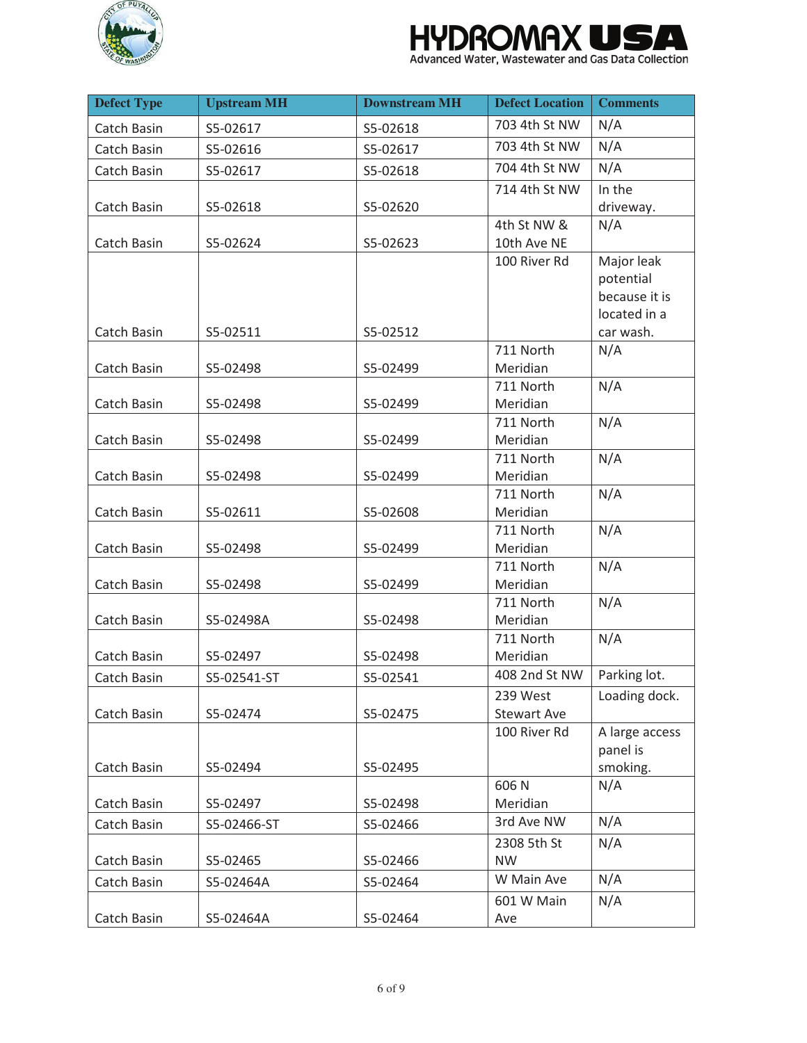| Defect Type | Upstream MH | Downstream MH | Defect Location | Comments |
|---|---|---|---|---|
| Catch Basin | S5-02617 | S5-02618 | 703 4th St NW | N/A |
| Catch Basin | S5-02616 | S5-02617 | 703 4th St NW | N/A |
| Catch Basin | S5-02617 | S5-02618 | 704 4th St NW | N/A |
| Catch Basin | S5-02618 | S5-02620 | 714 4th St NW | In the driveway. |
| Catch Basin | S5-02624 | S5-02623 | 4th St NW & 10th Ave NE | N/A |
| Catch Basin | S5-02511 | S5-02512 | 100 River Rd | Major leak potential because it is located in a car wash. |
| Catch Basin | S5-02498 | S5-02499 | 711 North Meridian | N/A |
| Catch Basin | S5-02498 | S5-02499 | 711 North Meridian | N/A |
| Catch Basin | S5-02498 | S5-02499 | 711 North Meridian | N/A |
| Catch Basin | S5-02498 | S5-02499 | 711 North Meridian | N/A |
| Catch Basin | S5-02611 | S5-02608 | 711 North Meridian | N/A |
| Catch Basin | S5-02498 | S5-02499 | 711 North Meridian | N/A |
| Catch Basin | S5-02498 | S5-02499 | 711 North Meridian | N/A |
| Catch Basin | S5-02498A | S5-02498 | 711 North Meridian | N/A |
| Catch Basin | S5-02497 | S5-02498 | 711 North Meridian | N/A |
| Catch Basin | S5-02541-ST | S5-02541 | 408 2nd St NW | Parking lot. |
| Catch Basin | S5-02474 | S5-02475 | 239 West Stewart Ave | Loading dock. |
| Catch Basin | S5-02494 | S5-02495 | 100 River Rd | A large access panel is smoking. |
| Catch Basin | S5-02497 | S5-02498 | 606 N Meridian | N/A |
| Catch Basin | S5-02466-ST | S5-02466 | 3rd Ave NW | N/A |
| Catch Basin | S5-02465 | S5-02466 | 2308 5th St NW | N/A |
| Catch Basin | S5-02464A | S5-02464 | W Main Ave | N/A |
| Catch Basin | S5-02464A | S5-02464 | 601 W Main Ave | N/A |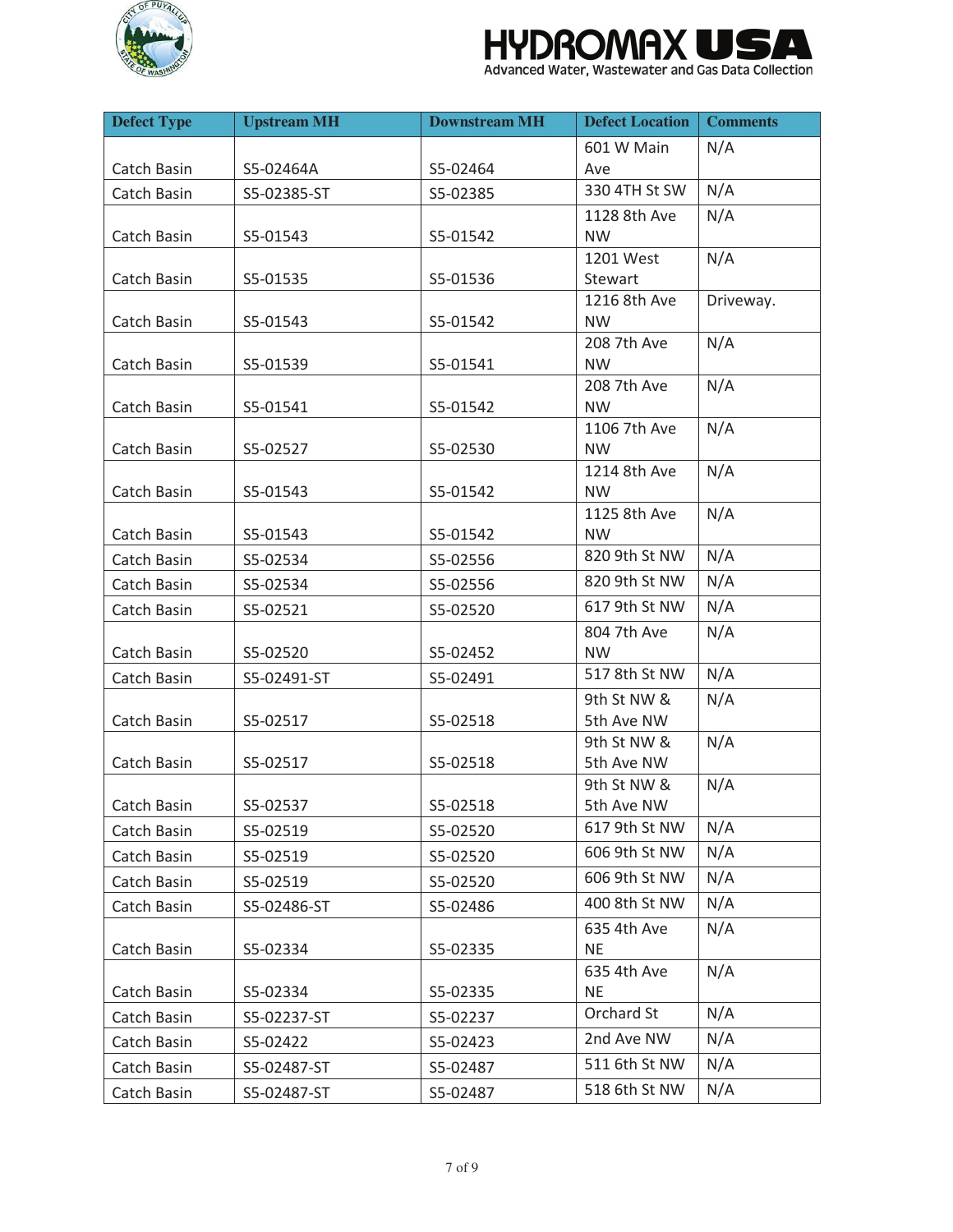| Defect Type | Upstream MH | Downstream MH | Defect Location | Comments |
|---|---|---|---|---|
| Catch Basin | S5-02464A | S5-02464 | 601 W Main Ave | N/A |
| Catch Basin | S5-02385-ST | S5-02385 | 330 4TH St SW | N/A |
| Catch Basin | S5-01543 | S5-01542 | 1128 8th Ave NW | N/A |
| Catch Basin | S5-01535 | S5-01536 | 1201 West Stewart | N/A |
| Catch Basin | S5-01543 | S5-01542 | 1216 8th Ave NW | Driveway. |
| Catch Basin | S5-01539 | S5-01541 | 208 7th Ave NW | N/A |
| Catch Basin | S5-01541 | S5-01542 | 208 7th Ave NW | N/A |
| Catch Basin | S5-02527 | S5-02530 | 1106 7th Ave NW | N/A |
| Catch Basin | S5-01543 | S5-01542 | 1214 8th Ave NW | N/A |
| Catch Basin | S5-01543 | S5-01542 | 1125 8th Ave NW | N/A |
| Catch Basin | S5-02534 | S5-02556 | 820 9th St NW | N/A |
| Catch Basin | S5-02534 | S5-02556 | 820 9th St NW | N/A |
| Catch Basin | S5-02521 | S5-02520 | 617 9th St NW | N/A |
| Catch Basin | S5-02520 | S5-02452 | 804 7th Ave NW | N/A |
| Catch Basin | S5-02491-ST | S5-02491 | 517 8th St NW | N/A |
| Catch Basin | S5-02517 | S5-02518 | 9th St NW & 5th Ave NW | N/A |
| Catch Basin | S5-02517 | S5-02518 | 9th St NW & 5th Ave NW | N/A |
| Catch Basin | S5-02537 | S5-02518 | 9th St NW & 5th Ave NW | N/A |
| Catch Basin | S5-02519 | S5-02520 | 617 9th St NW | N/A |
| Catch Basin | S5-02519 | S5-02520 | 606 9th St NW | N/A |
| Catch Basin | S5-02519 | S5-02520 | 606 9th St NW | N/A |
| Catch Basin | S5-02486-ST | S5-02486 | 400 8th St NW | N/A |
| Catch Basin | S5-02334 | S5-02335 | 635 4th Ave NE | N/A |
| Catch Basin | S5-02334 | S5-02335 | 635 4th Ave NE | N/A |
| Catch Basin | S5-02237-ST | S5-02237 | Orchard St | N/A |
| Catch Basin | S5-02422 | S5-02423 | 2nd Ave NW | N/A |
| Catch Basin | S5-02487-ST | S5-02487 | 511 6th St NW | N/A |
| Catch Basin | S5-02487-ST | S5-02487 | 518 6th St NW | N/A |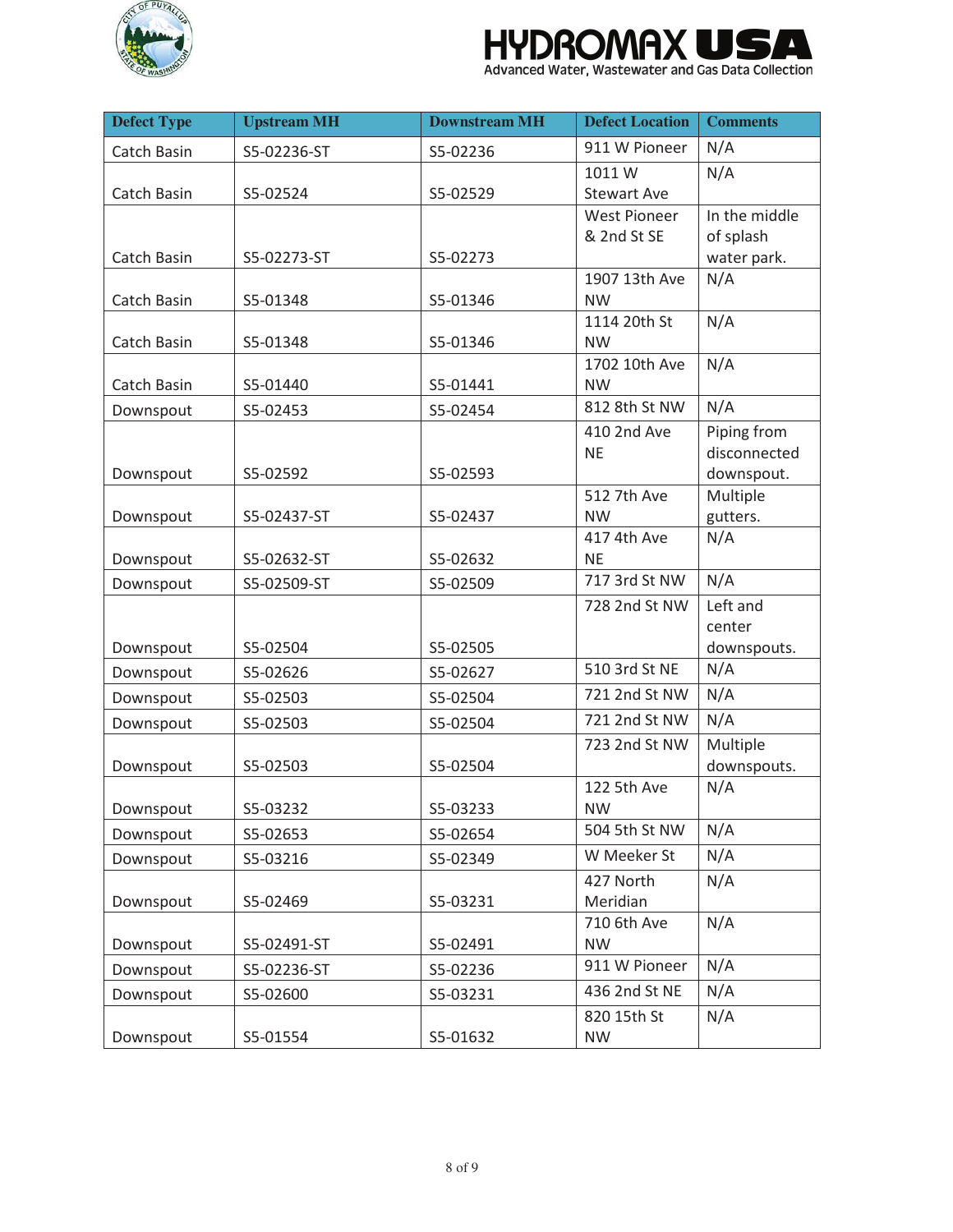| Defect Type | Upstream MH | Downstream MH | Defect Location | Comments |
|---|---|---|---|---|
| Catch Basin | S5-02236-ST | S5-02236 | 911 W Pioneer | N/A |
| Catch Basin | S5-02524 | S5-02529 | 1011 W Stewart Ave | N/A |
| Catch Basin | S5-02273-ST | S5-02273 | West Pioneer & 2nd St SE | In the middle of splash water park. |
| Catch Basin | S5-01348 | S5-01346 | 1907 13th Ave NW | N/A |
| Catch Basin | S5-01348 | S5-01346 | 1114 20th St NW | N/A |
| Catch Basin | S5-01440 | S5-01441 | 1702 10th Ave NW | N/A |
| Downspout | S5-02453 | S5-02454 | 812 8th St NW | N/A |
| Downspout | S5-02592 | S5-02593 | 410 2nd Ave NE | Piping from disconnected downspout. |
| Downspout | S5-02437-ST | S5-02437 | 512 7th Ave NW | Multiple gutters. |
| Downspout | S5-02632-ST | S5-02632 | 417 4th Ave NE | N/A |
| Downspout | S5-02509-ST | S5-02509 | 717 3rd St NW | N/A |
| Downspout | S5-02504 | S5-02505 | 728 2nd St NW | Left and center downspouts. |
| Downspout | S5-02626 | S5-02627 | 510 3rd St NE | N/A |
| Downspout | S5-02503 | S5-02504 | 721 2nd St NW | N/A |
| Downspout | S5-02503 | S5-02504 | 721 2nd St NW | N/A |
| Downspout | S5-02503 | S5-02504 | 723 2nd St NW | Multiple downspouts. |
| Downspout | S5-03232 | S5-03233 | 122 5th Ave NW | N/A |
| Downspout | S5-02653 | S5-02654 | 504 5th St NW | N/A |
| Downspout | S5-03216 | S5-02349 | W Meeker St | N/A |
| Downspout | S5-02469 | S5-03231 | 427 North Meridian | N/A |
| Downspout | S5-02491-ST | S5-02491 | 710 6th Ave NW | N/A |
| Downspout | S5-02236-ST | S5-02236 | 911 W Pioneer | N/A |
| Downspout | S5-02600 | S5-03231 | 436 2nd St NE | N/A |
| Downspout | S5-01554 | S5-01632 | 820 15th St NW | N/A |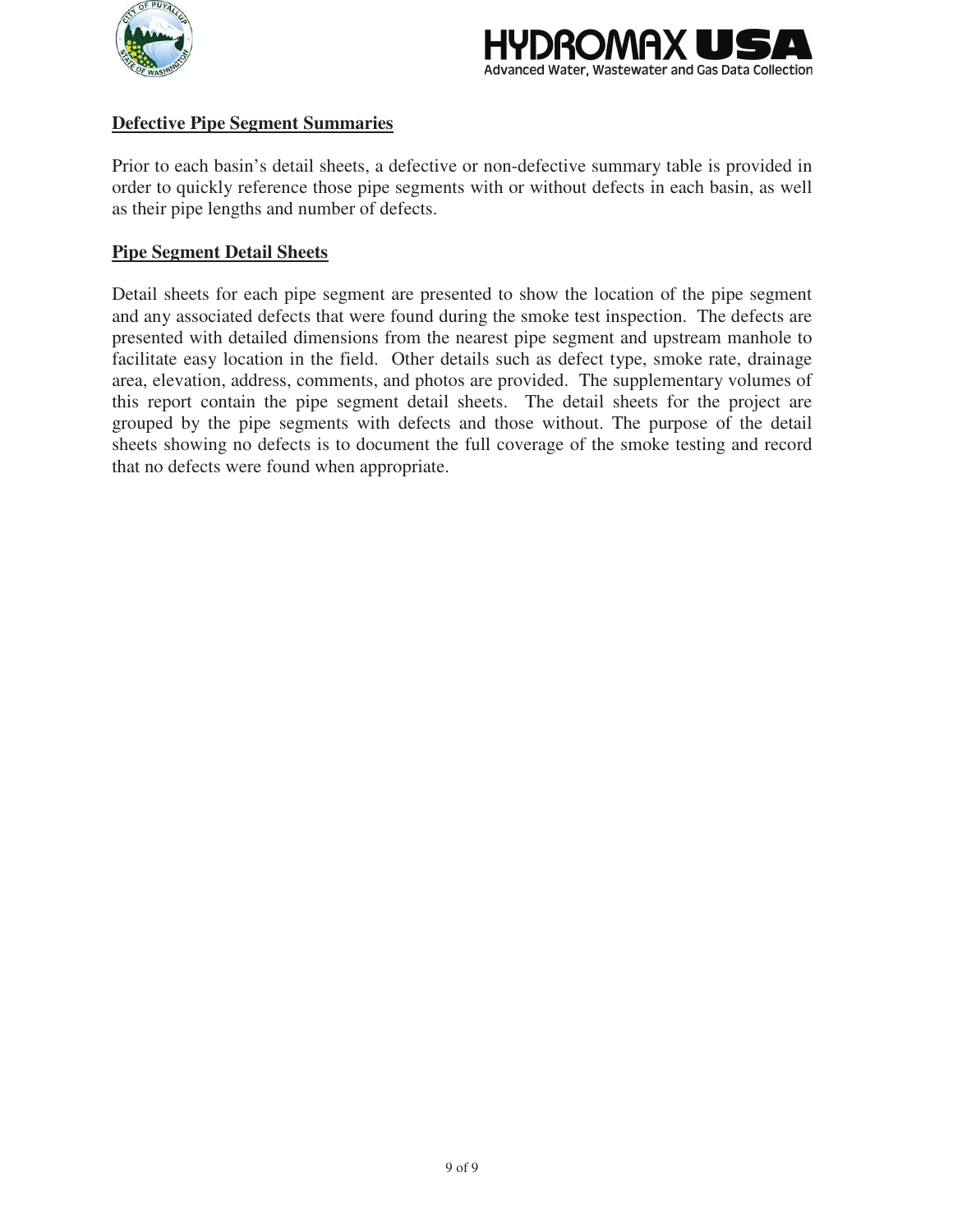## Defective Pipe Segment Summaries

Prior to each basin's detail sheets, a defective or non-defective summary table is provided in order to quickly reference those pipe segments with or without defects in each basin, as well as their pipe lengths and number of defects.

## Pipe Segment Detail Sheets

Detail sheets for each pipe segment are presented to show the location of the pipe segment and any associated defects that were found during the smoke test inspection. The defects are presented with detailed dimensions from the nearest pipe segment and upstream manhole to facilitate easy location in the field. Other details such as defect type, smoke rate, drainage area, elevation, address, comments, and photos are provided. The supplementary volumes of this report contain the pipe segment detail sheets. The detail sheets for the project are grouped by the pipe segments with defects and those without. The purpose of the detail sheets showing no defects is to document the full coverage of the smoke testing and record that no defects were found when appropriate.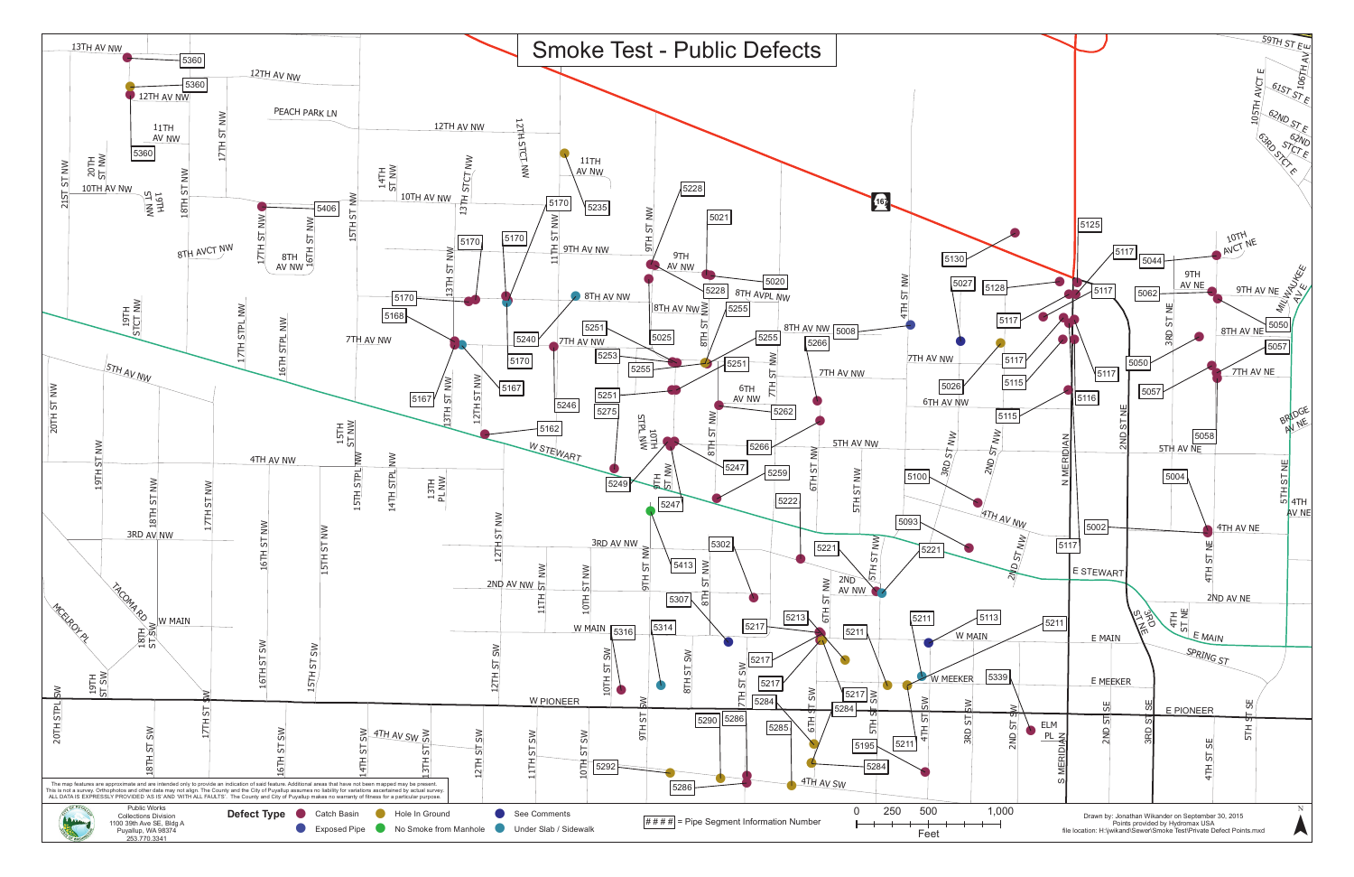# Smoke Test - Public Defects

The map features are approximate and are intended only to provide an indication of said feature. Additional areas that have not been mapped may be present. This is not a survey. Orthophotos and other data may not align. The County and the City of Puyallup assumes no liability for variations ascertained by actual survey. ALL DATA IS EXPRESSLY PROVIDED 'AS IS' AND 'WITH ALL FAULTS'. The County and City of Puyallup makes no warranty of fitness for a particular purpose.

Public Works
Collections Division
1100 39th Ave SE, Bldg A
Puyallup, WA 98374
253.770.3341

**Defect Type**

- Catch Basin
- Exposed Pipe
- Hole In Ground
- No Smoke from Manhole
- See Comments
- Under Slab / Sidewalk

#### = Pipe Segment Information Number

0 250 500 1,000
Feet

Drawn by: Jonathan Wikander on September 30, 2015
Points provided by Hydromax USA
file location: H:\jwikand\Sewer\Smoke Test\Private Defect Points.mxd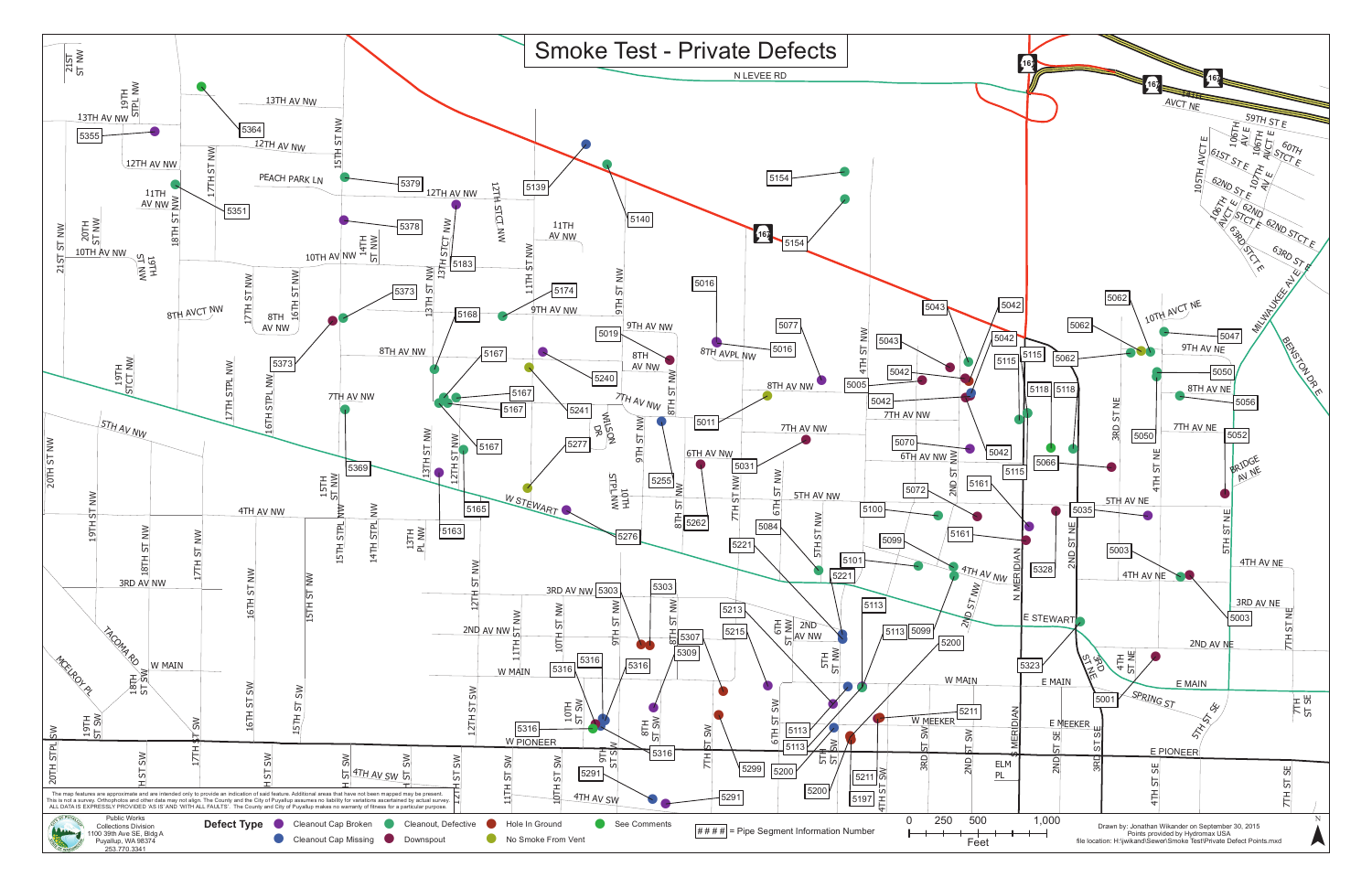# Smoke Test - Private Defects

The map features are approximate and are intended only to provide an indication of said feature. Additional areas that have not been mapped may be present. This is not a survey. Orthophotos and other data may not align. The County and the City of Puyallup assumes no liability for variations ascertained by actual survey. ALL DATA IS EXPRESSLY PROVIDED 'AS IS' AND 'WITH ALL FAULTS'. The County and City of Puyallup makes no warranty of fitness for a particular purpose.

Public Works
Collections Division
1100 39th Ave SE, Bldg A
Puyallup, WA 98374
253.770.3341

**Defect Type**

- Cleanout Cap Broken
- Cleanout Cap Missing
- Cleanout, Defective
- Downspout
- Hole In Ground
- No Smoke From Vent
- See Comments

#### = Pipe Segment Information Number

0 250 500 1,000
Feet

Drawn by: Jonathan Wikander on September 30, 2015
Points provided by Hydromax USA
file location: H:\jwikand\Sewer\Smoke Test\Private Defect Points.mxd